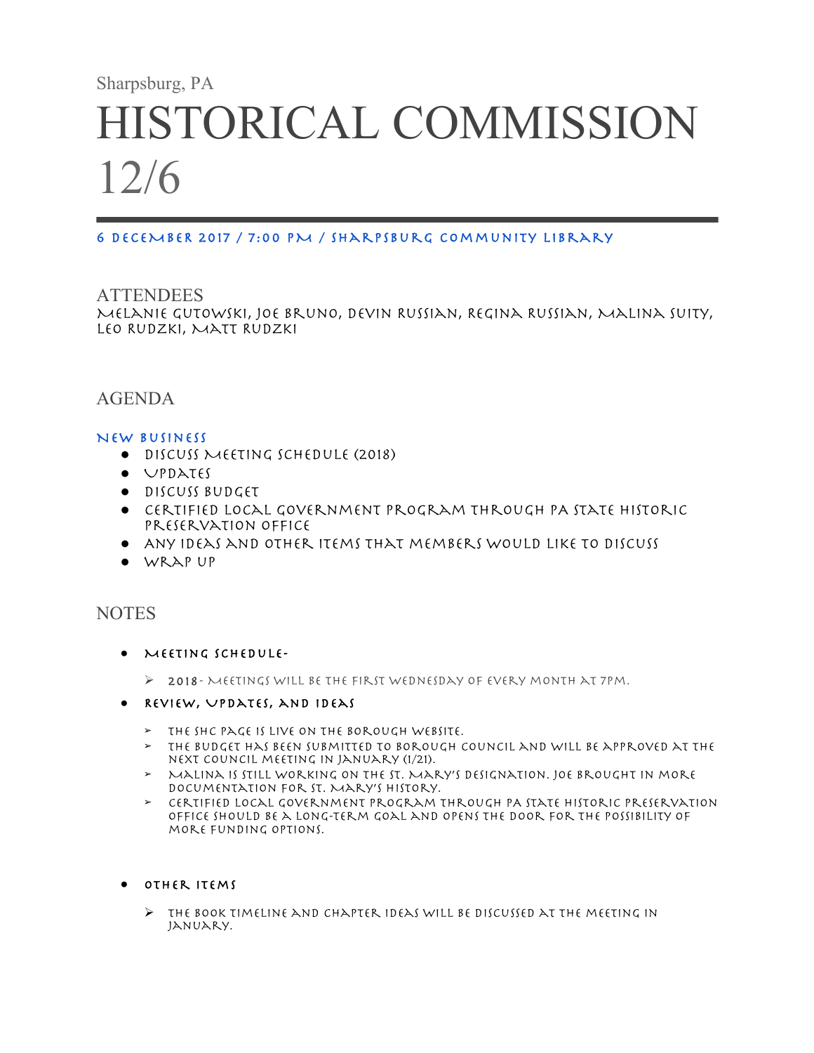Sharpsburg, PA

# HISTORICAL COMMISSION 12/6

**6 December 2017 / 7:00 PM / Sharpsburg Community Library**

## ATTENDEES

Melanie Gutowski, Joe Bruno, Devin Russian, Regina Russian, Malina Suity, Leo Rudzki, Matt Rudzki

## AGENDA

### New Business

- Discuss Meeting Schedule (2018)
- Updates
- Discuss budget
- Certified Local Government Program through PA State Historic Preservation Office
- Any ideas and other items that members would like to discuss
- Wrap Up

## NOTES

- **Meeting Schedule-**
  - **2018**- Meetings will be the first Wednesday of every month at 7pm.
- **Review, Updates, and Ideas**
  - The SHC page is live on the borough website.
  - The budget has been submitted to borough council and will be approved at the next council meeting in January (1/21).
  - Malina is still working on the St. Mary's designation. Joe brought in more documentation for St. Mary's history.
  - Certified Local Government Program through PA State Historic Preservation Office should be a long-term goal and opens the door for the possibility of more funding options.
- **Other Items**
  - The book timeline and chapter ideas will be discussed at the meeting in January.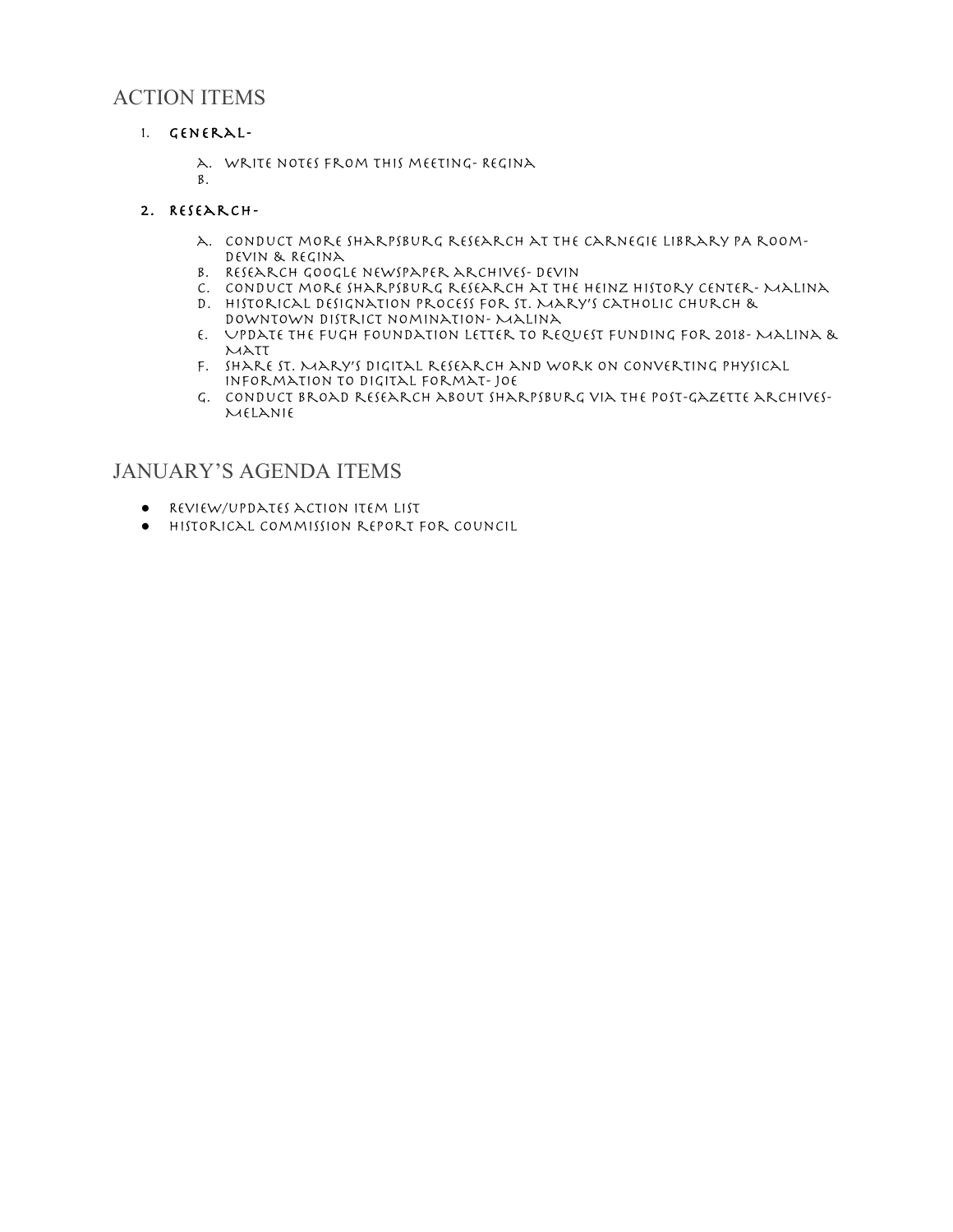## ACTION ITEMS

1. **General-**
    A. Write notes from this meeting- Regina
    B.

2. **Research-**
    A. Conduct more Sharpsburg research at the Carnegie Library PA Room- Devin & Regina
    B. Research Google Newspaper Archives- Devin
    C. Conduct more Sharpsburg research at the Heinz History Center- Malina
    D. Historical designation process for St. Mary's Catholic Church & Downtown District Nomination- Malina
    E. Update the Fugh Foundation letter to request funding for 2018- Malina & Matt
    F. Share St. Mary's digital research and work on converting physical information to digital format- Joe
    G. Conduct broad research about Sharpsburg via the Post-Gazette archives- Melanie

## JANUARY'S AGENDA ITEMS

- Review/updates action item list
- Historical Commission Report for Council